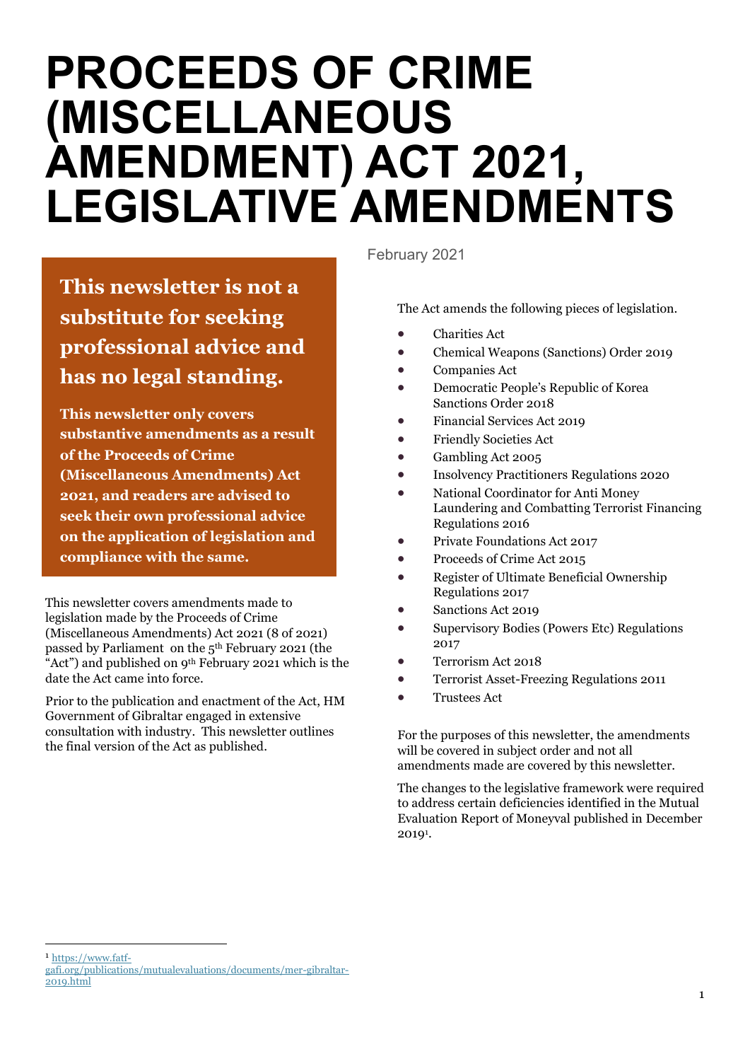# PROCEEDS OF CRIME (MISCELLANEOUS AMENDMENT) ACT 2021, LEGISLATIVE AMENDMENTS

February 2021

**This newsletter is not a substitute for seeking professional advice and has no legal standing.**

**This newsletter only covers substantive amendments as a result of the Proceeds of Crime (Miscellaneous Amendments) Act 2021, and readers are advised to seek their own professional advice on the application of legislation and compliance with the same.**

This newsletter covers amendments made to legislation made by the Proceeds of Crime (Miscellaneous Amendments) Act 2021 (8 of 2021) passed by Parliament on the 5th February 2021 (the "Act") and published on 9th February 2021 which is the date the Act came into force.

Prior to the publication and enactment of the Act, HM Government of Gibraltar engaged in extensive consultation with industry. This newsletter outlines the final version of the Act as published.

The Act amends the following pieces of legislation.

- Charities Act
- Chemical Weapons (Sanctions) Order 2019
- Companies Act
- Democratic People's Republic of Korea Sanctions Order 2018
- Financial Services Act 2019
- Friendly Societies Act
- Gambling Act 2005
- Insolvency Practitioners Regulations 2020
- National Coordinator for Anti Money Laundering and Combatting Terrorist Financing Regulations 2016
- Private Foundations Act 2017
- Proceeds of Crime Act 2015
- Register of Ultimate Beneficial Ownership Regulations 2017
- Sanctions Act 2019
- Supervisory Bodies (Powers Etc) Regulations 2017
- Terrorism Act 2018
- Terrorist Asset-Freezing Regulations 2011
- Trustees Act

For the purposes of this newsletter, the amendments will be covered in subject order and not all amendments made are covered by this newsletter.

The changes to the legislative framework were required to address certain deficiencies identified in the Mutual Evaluation Report of Moneyval published in December 2019[1].

[1] https://www.fatf-gafi.org/publications/mutualevaluations/documents/mer-gibraltar-2019.html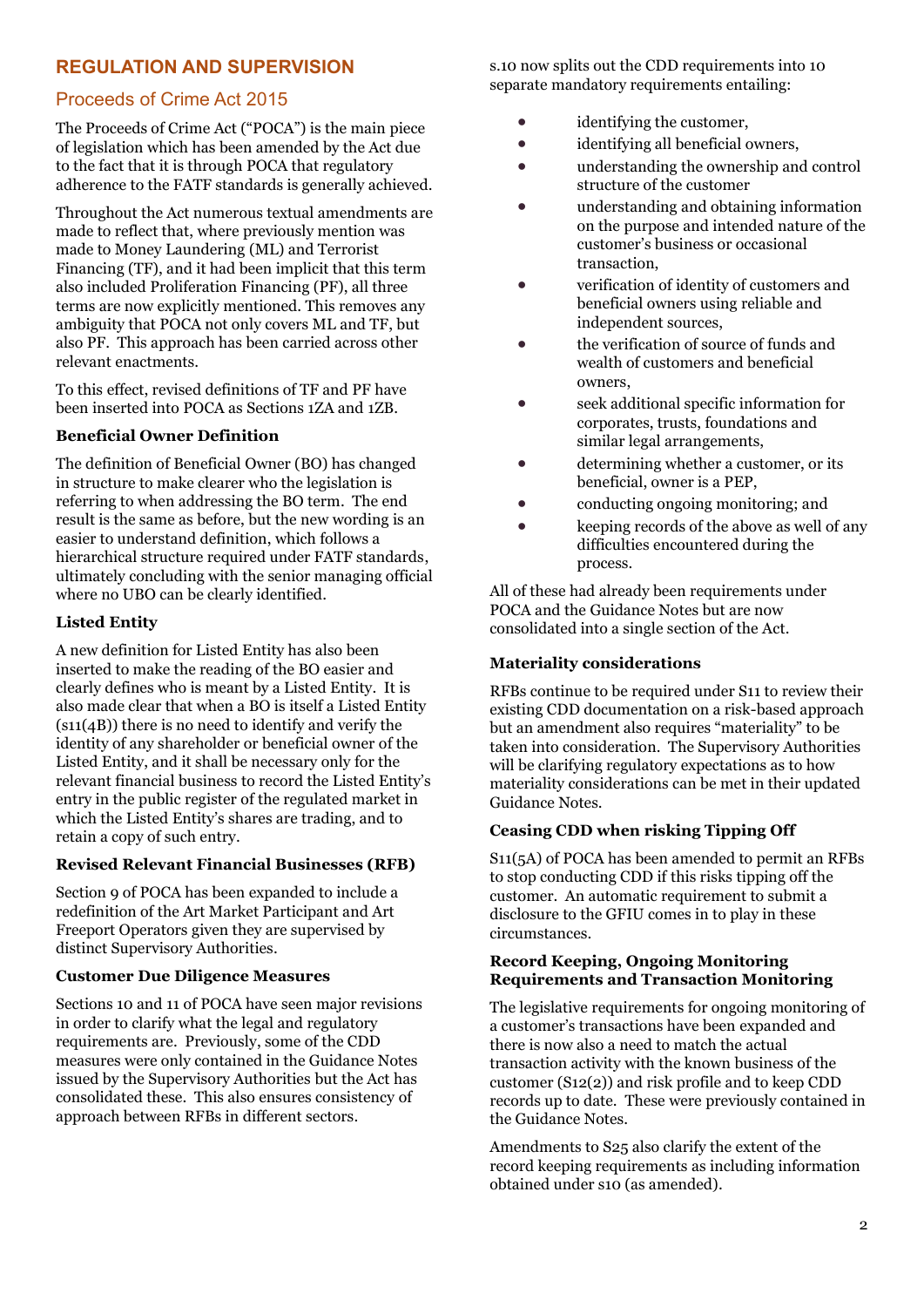## REGULATION AND SUPERVISION

### Proceeds of Crime Act 2015

The Proceeds of Crime Act ("POCA") is the main piece of legislation which has been amended by the Act due to the fact that it is through POCA that regulatory adherence to the FATF standards is generally achieved.

Throughout the Act numerous textual amendments are made to reflect that, where previously mention was made to Money Laundering (ML) and Terrorist Financing (TF), and it had been implicit that this term also included Proliferation Financing (PF), all three terms are now explicitly mentioned. This removes any ambiguity that POCA not only covers ML and TF, but also PF. This approach has been carried across other relevant enactments.

To this effect, revised definitions of TF and PF have been inserted into POCA as Sections 1ZA and 1ZB.

**Beneficial Owner Definition**

The definition of Beneficial Owner (BO) has changed in structure to make clearer who the legislation is referring to when addressing the BO term. The end result is the same as before, but the new wording is an easier to understand definition, which follows a hierarchical structure required under FATF standards, ultimately concluding with the senior managing official where no UBO can be clearly identified.

**Listed Entity**

A new definition for Listed Entity has also been inserted to make the reading of the BO easier and clearly defines who is meant by a Listed Entity. It is also made clear that when a BO is itself a Listed Entity (s11(4B)) there is no need to identify and verify the identity of any shareholder or beneficial owner of the Listed Entity, and it shall be necessary only for the relevant financial business to record the Listed Entity's entry in the public register of the regulated market in which the Listed Entity's shares are trading, and to retain a copy of such entry.

**Revised Relevant Financial Businesses (RFB)**

Section 9 of POCA has been expanded to include a redefinition of the Art Market Participant and Art Freeport Operators given they are supervised by distinct Supervisory Authorities.

**Customer Due Diligence Measures**

Sections 10 and 11 of POCA have seen major revisions in order to clarify what the legal and regulatory requirements are. Previously, some of the CDD measures were only contained in the Guidance Notes issued by the Supervisory Authorities but the Act has consolidated these. This also ensures consistency of approach between RFBs in different sectors.

s.10 now splits out the CDD requirements into 10 separate mandatory requirements entailing:

- identifying the customer,
- identifying all beneficial owners,
- understanding the ownership and control structure of the customer
- understanding and obtaining information on the purpose and intended nature of the customer's business or occasional transaction,
- verification of identity of customers and beneficial owners using reliable and independent sources,
- the verification of source of funds and wealth of customers and beneficial owners,
- seek additional specific information for corporates, trusts, foundations and similar legal arrangements,
- determining whether a customer, or its beneficial, owner is a PEP,
- conducting ongoing monitoring; and
- keeping records of the above as well of any difficulties encountered during the process.

All of these had already been requirements under POCA and the Guidance Notes but are now consolidated into a single section of the Act.

**Materiality considerations**

RFBs continue to be required under S11 to review their existing CDD documentation on a risk-based approach but an amendment also requires "materiality" to be taken into consideration. The Supervisory Authorities will be clarifying regulatory expectations as to how materiality considerations can be met in their updated Guidance Notes.

**Ceasing CDD when risking Tipping Off**

S11(5A) of POCA has been amended to permit an RFBs to stop conducting CDD if this risks tipping off the customer. An automatic requirement to submit a disclosure to the GFIU comes in to play in these circumstances.

**Record Keeping, Ongoing Monitoring Requirements and Transaction Monitoring**

The legislative requirements for ongoing monitoring of a customer's transactions have been expanded and there is now also a need to match the actual transaction activity with the known business of the customer (S12(2)) and risk profile and to keep CDD records up to date. These were previously contained in the Guidance Notes.

Amendments to S25 also clarify the extent of the record keeping requirements as including information obtained under s10 (as amended).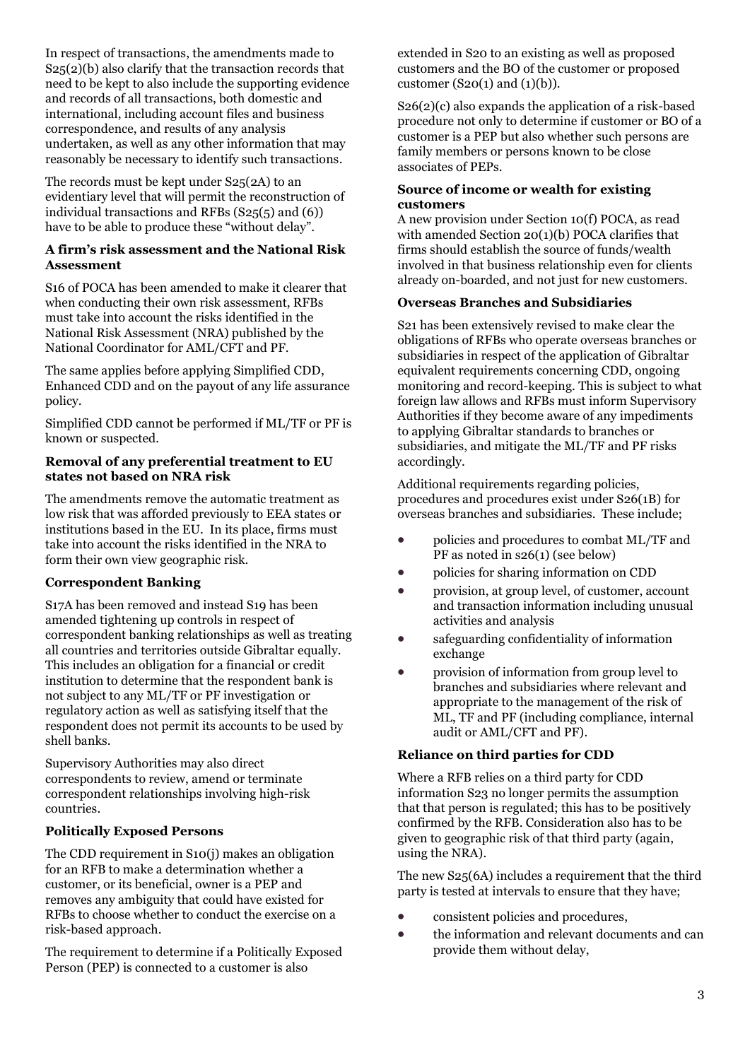In respect of transactions, the amendments made to S25(2)(b) also clarify that the transaction records that need to be kept to also include the supporting evidence and records of all transactions, both domestic and international, including account files and business correspondence, and results of any analysis undertaken, as well as any other information that may reasonably be necessary to identify such transactions.

The records must be kept under S25(2A) to an evidentiary level that will permit the reconstruction of individual transactions and RFBs (S25(5) and (6)) have to be able to produce these "without delay".

**A firm's risk assessment and the National Risk Assessment**

S16 of POCA has been amended to make it clearer that when conducting their own risk assessment, RFBs must take into account the risks identified in the National Risk Assessment (NRA) published by the National Coordinator for AML/CFT and PF.

The same applies before applying Simplified CDD, Enhanced CDD and on the payout of any life assurance policy.

Simplified CDD cannot be performed if ML/TF or PF is known or suspected.

**Removal of any preferential treatment to EU states not based on NRA risk**

The amendments remove the automatic treatment as low risk that was afforded previously to EEA states or institutions based in the EU. In its place, firms must take into account the risks identified in the NRA to form their own view geographic risk.

**Correspondent Banking**

S17A has been removed and instead S19 has been amended tightening up controls in respect of correspondent banking relationships as well as treating all countries and territories outside Gibraltar equally. This includes an obligation for a financial or credit institution to determine that the respondent bank is not subject to any ML/TF or PF investigation or regulatory action as well as satisfying itself that the respondent does not permit its accounts to be used by shell banks.

Supervisory Authorities may also direct correspondents to review, amend or terminate correspondent relationships involving high-risk countries.

**Politically Exposed Persons**

The CDD requirement in S10(j) makes an obligation for an RFB to make a determination whether a customer, or its beneficial, owner is a PEP and removes any ambiguity that could have existed for RFBs to choose whether to conduct the exercise on a risk-based approach.

The requirement to determine if a Politically Exposed Person (PEP) is connected to a customer is also extended in S20 to an existing as well as proposed customers and the BO of the customer or proposed customer (S20(1) and (1)(b)).

S26(2)(c) also expands the application of a risk-based procedure not only to determine if customer or BO of a customer is a PEP but also whether such persons are family members or persons known to be close associates of PEPs.

**Source of income or wealth for existing customers**

A new provision under Section 10(f) POCA, as read with amended Section 20(1)(b) POCA clarifies that firms should establish the source of funds/wealth involved in that business relationship even for clients already on-boarded, and not just for new customers.

**Overseas Branches and Subsidiaries**

S21 has been extensively revised to make clear the obligations of RFBs who operate overseas branches or subsidiaries in respect of the application of Gibraltar equivalent requirements concerning CDD, ongoing monitoring and record-keeping. This is subject to what foreign law allows and RFBs must inform Supervisory Authorities if they become aware of any impediments to applying Gibraltar standards to branches or subsidiaries, and mitigate the ML/TF and PF risks accordingly.

Additional requirements regarding policies, procedures and procedures exist under S26(1B) for overseas branches and subsidiaries. These include;

- policies and procedures to combat ML/TF and PF as noted in s26(1) (see below)
- policies for sharing information on CDD
- provision, at group level, of customer, account and transaction information including unusual activities and analysis
- safeguarding confidentiality of information exchange
- provision of information from group level to branches and subsidiaries where relevant and appropriate to the management of the risk of ML, TF and PF (including compliance, internal audit or AML/CFT and PF).

**Reliance on third parties for CDD**

Where a RFB relies on a third party for CDD information S23 no longer permits the assumption that that person is regulated; this has to be positively confirmed by the RFB. Consideration also has to be given to geographic risk of that third party (again, using the NRA).

The new S25(6A) includes a requirement that the third party is tested at intervals to ensure that they have;

- consistent policies and procedures,
- the information and relevant documents and can provide them without delay,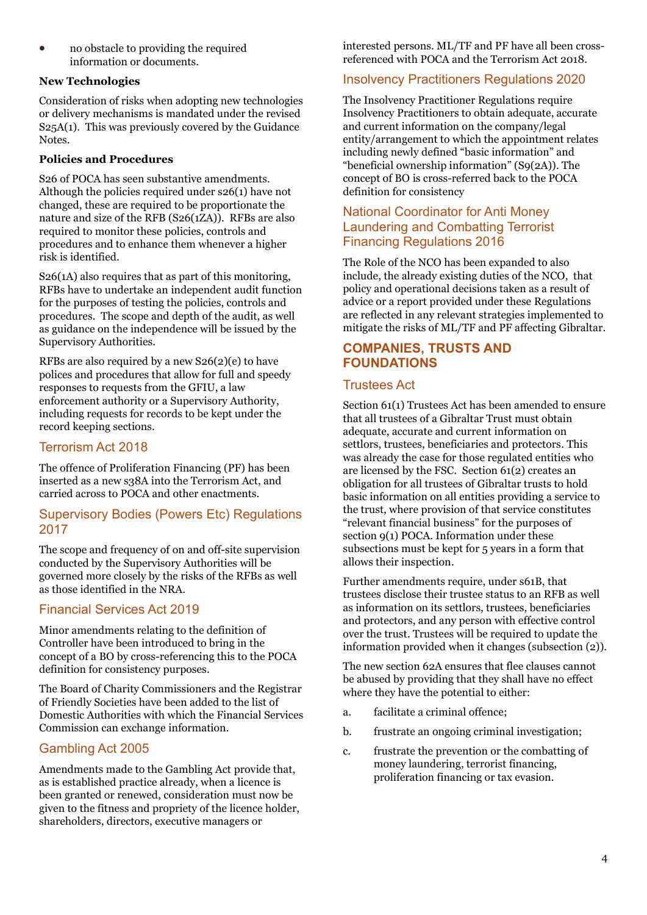- no obstacle to providing the required information or documents.

**New Technologies**

Consideration of risks when adopting new technologies or delivery mechanisms is mandated under the revised S25A(1). This was previously covered by the Guidance Notes.

**Policies and Procedures**

S26 of POCA has seen substantive amendments. Although the policies required under s26(1) have not changed, these are required to be proportionate the nature and size of the RFB (S26(1ZA)). RFBs are also required to monitor these policies, controls and procedures and to enhance them whenever a higher risk is identified.

S26(1A) also requires that as part of this monitoring, RFBs have to undertake an independent audit function for the purposes of testing the policies, controls and procedures. The scope and depth of the audit, as well as guidance on the independence will be issued by the Supervisory Authorities.

RFBs are also required by a new S26(2)(e) to have polices and procedures that allow for full and speedy responses to requests from the GFIU, a law enforcement authority or a Supervisory Authority, including requests for records to be kept under the record keeping sections.

## Terrorism Act 2018

The offence of Proliferation Financing (PF) has been inserted as a new s38A into the Terrorism Act, and carried across to POCA and other enactments.

## Supervisory Bodies (Powers Etc) Regulations 2017

The scope and frequency of on and off-site supervision conducted by the Supervisory Authorities will be governed more closely by the risks of the RFBs as well as those identified in the NRA.

## Financial Services Act 2019

Minor amendments relating to the definition of Controller have been introduced to bring in the concept of a BO by cross-referencing this to the POCA definition for consistency purposes.

The Board of Charity Commissioners and the Registrar of Friendly Societies have been added to the list of Domestic Authorities with which the Financial Services Commission can exchange information.

## Gambling Act 2005

Amendments made to the Gambling Act provide that, as is established practice already, when a licence is been granted or renewed, consideration must now be given to the fitness and propriety of the licence holder, shareholders, directors, executive managers or interested persons. ML/TF and PF have all been cross-referenced with POCA and the Terrorism Act 2018.

## Insolvency Practitioners Regulations 2020

The Insolvency Practitioner Regulations require Insolvency Practitioners to obtain adequate, accurate and current information on the company/legal entity/arrangement to which the appointment relates including newly defined "basic information" and "beneficial ownership information" (S9(2A)). The concept of BO is cross-referred back to the POCA definition for consistency

## National Coordinator for Anti Money Laundering and Combatting Terrorist Financing Regulations 2016

The Role of the NCO has been expanded to also include, the already existing duties of the NCO, that policy and operational decisions taken as a result of advice or a report provided under these Regulations are reflected in any relevant strategies implemented to mitigate the risks of ML/TF and PF affecting Gibraltar.

# COMPANIES, TRUSTS AND FOUNDATIONS

## Trustees Act

Section 61(1) Trustees Act has been amended to ensure that all trustees of a Gibraltar Trust must obtain adequate, accurate and current information on settlors, trustees, beneficiaries and protectors. This was already the case for those regulated entities who are licensed by the FSC. Section 61(2) creates an obligation for all trustees of Gibraltar trusts to hold basic information on all entities providing a service to the trust, where provision of that service constitutes "relevant financial business" for the purposes of section 9(1) POCA. Information under these subsections must be kept for 5 years in a form that allows their inspection.

Further amendments require, under s61B, that trustees disclose their trustee status to an RFB as well as information on its settlors, trustees, beneficiaries and protectors, and any person with effective control over the trust. Trustees will be required to update the information provided when it changes (subsection (2)).

The new section 62A ensures that flee clauses cannot be abused by providing that they shall have no effect where they have the potential to either:

a. facilitate a criminal offence;

b. frustrate an ongoing criminal investigation;

c. frustrate the prevention or the combatting of money laundering, terrorist financing, proliferation financing or tax evasion.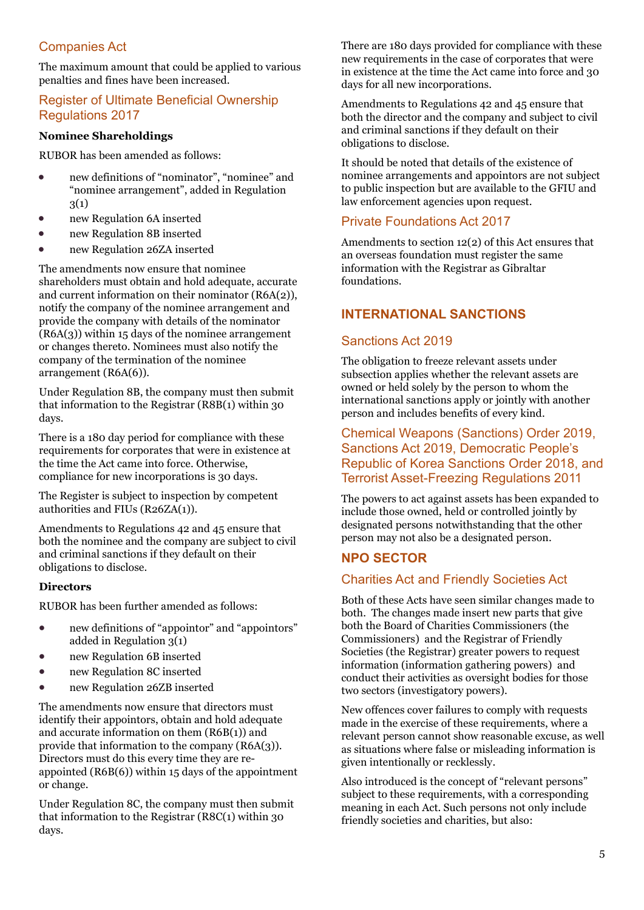## Companies Act

The maximum amount that could be applied to various penalties and fines have been increased.

## Register of Ultimate Beneficial Ownership Regulations 2017

**Nominee Shareholdings**

RUBOR has been amended as follows:

- new definitions of "nominator", "nominee" and "nominee arrangement", added in Regulation 3(1)
- new Regulation 6A inserted
- new Regulation 8B inserted
- new Regulation 26ZA inserted

The amendments now ensure that nominee shareholders must obtain and hold adequate, accurate and current information on their nominator (R6A(2)), notify the company of the nominee arrangement and provide the company with details of the nominator (R6A(3)) within 15 days of the nominee arrangement or changes thereto. Nominees must also notify the company of the termination of the nominee arrangement (R6A(6)).

Under Regulation 8B, the company must then submit that information to the Registrar (R8B(1) within 30 days.

There is a 180 day period for compliance with these requirements for corporates that were in existence at the time the Act came into force. Otherwise, compliance for new incorporations is 30 days.

The Register is subject to inspection by competent authorities and FIUs (R26ZA(1)).

Amendments to Regulations 42 and 45 ensure that both the nominee and the company are subject to civil and criminal sanctions if they default on their obligations to disclose.

**Directors**

RUBOR has been further amended as follows:

- new definitions of "appointor" and "appointors" added in Regulation 3(1)
- new Regulation 6B inserted
- new Regulation 8C inserted
- new Regulation 26ZB inserted

The amendments now ensure that directors must identify their appointors, obtain and hold adequate and accurate information on them (R6B(1)) and provide that information to the company (R6A(3)). Directors must do this every time they are re-appointed (R6B(6)) within 15 days of the appointment or change.

Under Regulation 8C, the company must then submit that information to the Registrar (R8C(1) within 30 days.

There are 180 days provided for compliance with these new requirements in the case of corporates that were in existence at the time the Act came into force and 30 days for all new incorporations.

Amendments to Regulations 42 and 45 ensure that both the director and the company and subject to civil and criminal sanctions if they default on their obligations to disclose.

It should be noted that details of the existence of nominee arrangements and appointors are not subject to public inspection but are available to the GFIU and law enforcement agencies upon request.

## Private Foundations Act 2017

Amendments to section 12(2) of this Act ensures that an overseas foundation must register the same information with the Registrar as Gibraltar foundations.

# INTERNATIONAL SANCTIONS

## Sanctions Act 2019

The obligation to freeze relevant assets under subsection applies whether the relevant assets are owned or held solely by the person to whom the international sanctions apply or jointly with another person and includes benefits of every kind.

## Chemical Weapons (Sanctions) Order 2019, Sanctions Act 2019, Democratic People's Republic of Korea Sanctions Order 2018, and Terrorist Asset-Freezing Regulations 2011

The powers to act against assets has been expanded to include those owned, held or controlled jointly by designated persons notwithstanding that the other person may not also be a designated person.

# NPO SECTOR

## Charities Act and Friendly Societies Act

Both of these Acts have seen similar changes made to both. The changes made insert new parts that give both the Board of Charities Commissioners (the Commissioners) and the Registrar of Friendly Societies (the Registrar) greater powers to request information (information gathering powers) and conduct their activities as oversight bodies for those two sectors (investigatory powers).

New offences cover failures to comply with requests made in the exercise of these requirements, where a relevant person cannot show reasonable excuse, as well as situations where false or misleading information is given intentionally or recklessly.

Also introduced is the concept of "relevant persons" subject to these requirements, with a corresponding meaning in each Act. Such persons not only include friendly societies and charities, but also: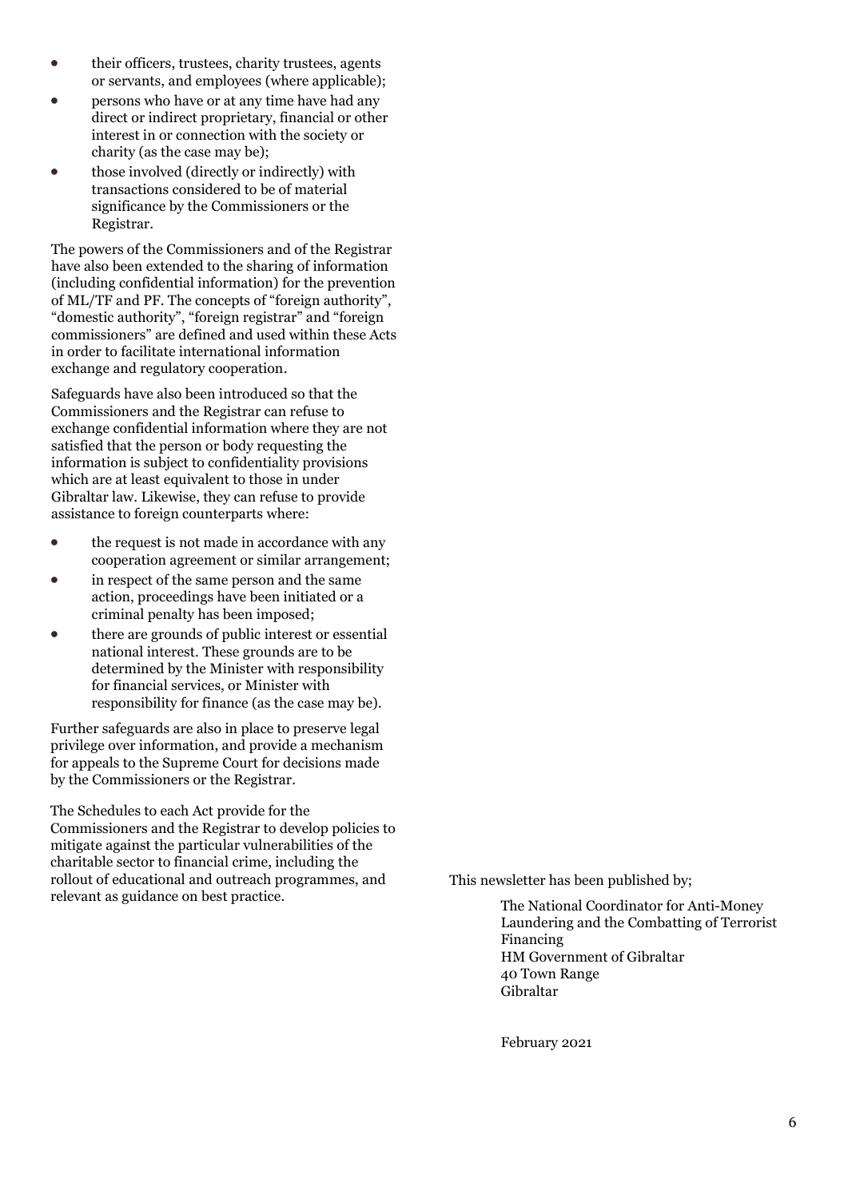- their officers, trustees, charity trustees, agents or servants, and employees (where applicable);
- persons who have or at any time have had any direct or indirect proprietary, financial or other interest in or connection with the society or charity (as the case may be);
- those involved (directly or indirectly) with transactions considered to be of material significance by the Commissioners or the Registrar.

The powers of the Commissioners and of the Registrar have also been extended to the sharing of information (including confidential information) for the prevention of ML/TF and PF. The concepts of "foreign authority", "domestic authority", "foreign registrar" and "foreign commissioners" are defined and used within these Acts in order to facilitate international information exchange and regulatory cooperation.

Safeguards have also been introduced so that the Commissioners and the Registrar can refuse to exchange confidential information where they are not satisfied that the person or body requesting the information is subject to confidentiality provisions which are at least equivalent to those in under Gibraltar law. Likewise, they can refuse to provide assistance to foreign counterparts where:

- the request is not made in accordance with any cooperation agreement or similar arrangement;
- in respect of the same person and the same action, proceedings have been initiated or a criminal penalty has been imposed;
- there are grounds of public interest or essential national interest. These grounds are to be determined by the Minister with responsibility for financial services, or Minister with responsibility for finance (as the case may be).

Further safeguards are also in place to preserve legal privilege over information, and provide a mechanism for appeals to the Supreme Court for decisions made by the Commissioners or the Registrar.

The Schedules to each Act provide for the Commissioners and the Registrar to develop policies to mitigate against the particular vulnerabilities of the charitable sector to financial crime, including the rollout of educational and outreach programmes, and relevant as guidance on best practice.

This newsletter has been published by;

The National Coordinator for Anti-Money Laundering and the Combatting of Terrorist Financing
HM Government of Gibraltar
40 Town Range
Gibraltar

February 2021